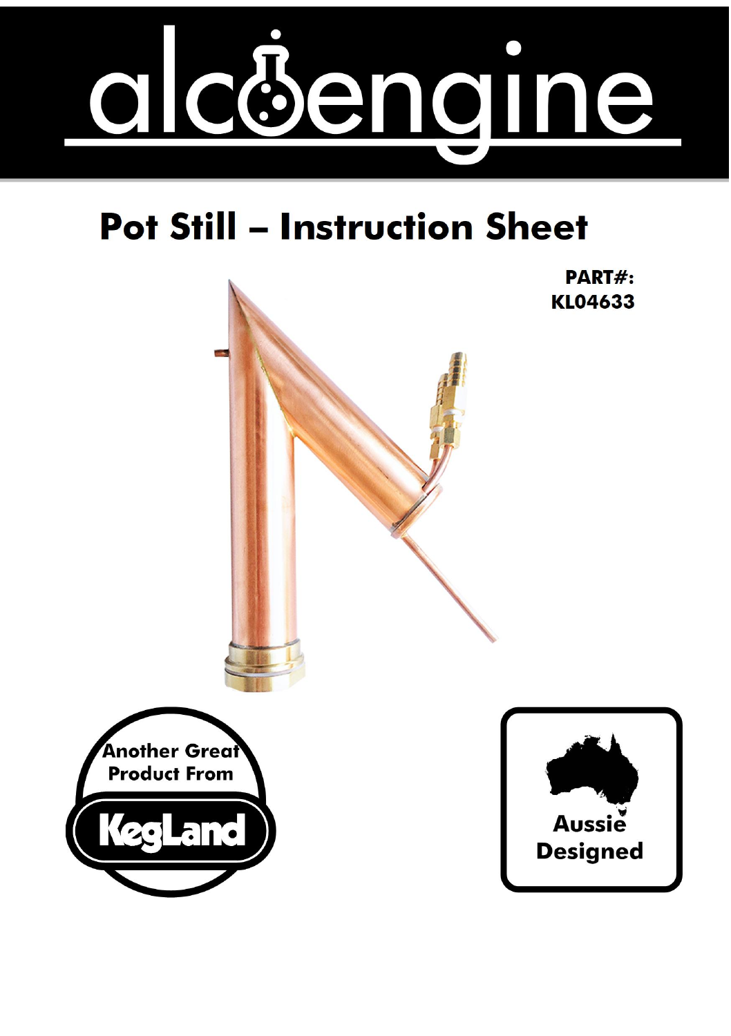# alcoengine

## Pot Still – Instruction Sheet

**PART#: KL04633**

Another Great Product From KegLand

Aussie Designed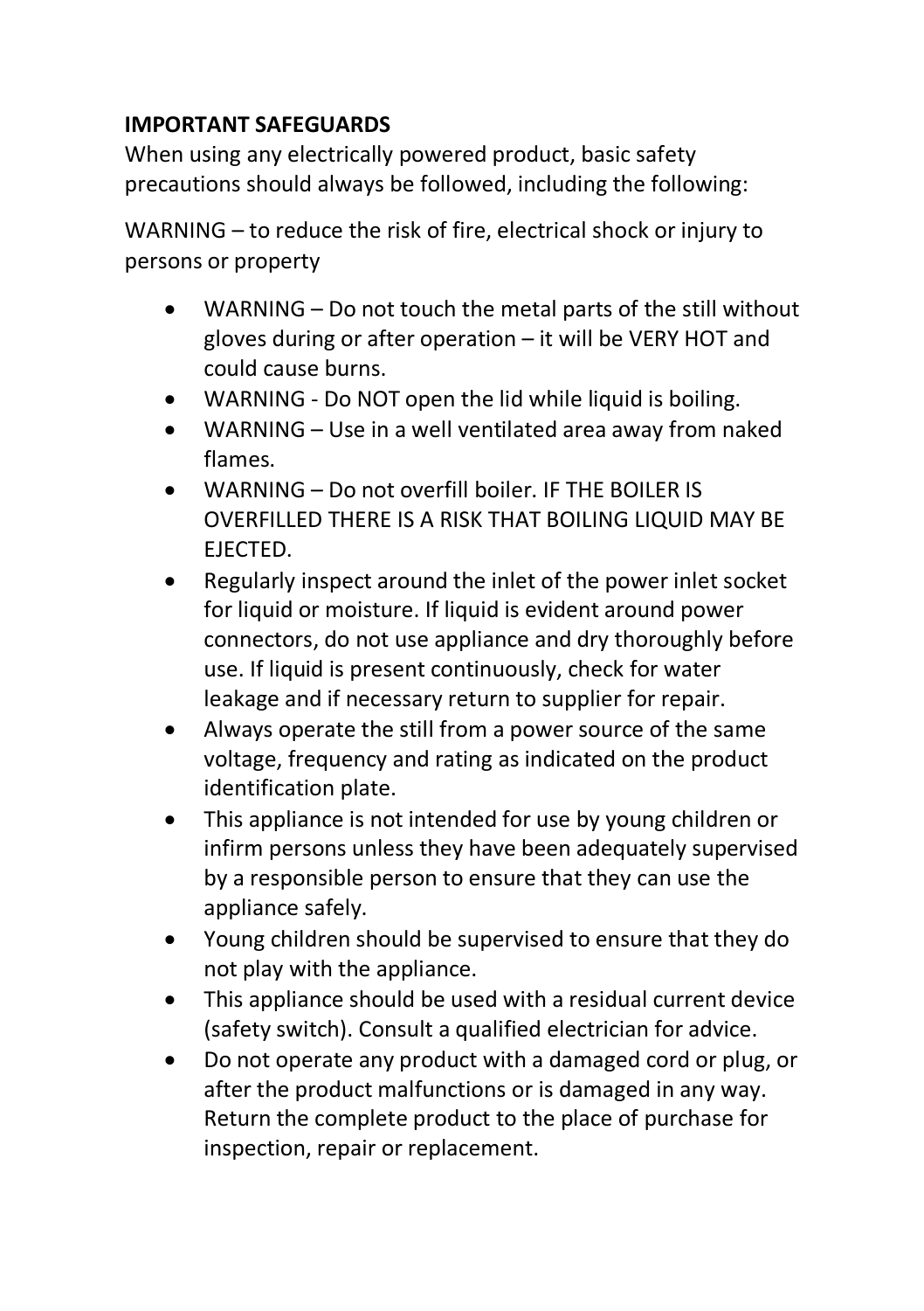**IMPORTANT SAFEGUARDS**

When using any electrically powered product, basic safety precautions should always be followed, including the following:

WARNING – to reduce the risk of fire, electrical shock or injury to persons or property

- WARNING – Do not touch the metal parts of the still without gloves during or after operation – it will be VERY HOT and could cause burns.
- WARNING - Do NOT open the lid while liquid is boiling.
- WARNING – Use in a well ventilated area away from naked flames.
- WARNING – Do not overfill boiler. IF THE BOILER IS OVERFILLED THERE IS A RISK THAT BOILING LIQUID MAY BE EJECTED.
- Regularly inspect around the inlet of the power inlet socket for liquid or moisture. If liquid is evident around power connectors, do not use appliance and dry thoroughly before use. If liquid is present continuously, check for water leakage and if necessary return to supplier for repair.
- Always operate the still from a power source of the same voltage, frequency and rating as indicated on the product identification plate.
- This appliance is not intended for use by young children or infirm persons unless they have been adequately supervised by a responsible person to ensure that they can use the appliance safely.
- Young children should be supervised to ensure that they do not play with the appliance.
- This appliance should be used with a residual current device (safety switch). Consult a qualified electrician for advice.
- Do not operate any product with a damaged cord or plug, or after the product malfunctions or is damaged in any way. Return the complete product to the place of purchase for inspection, repair or replacement.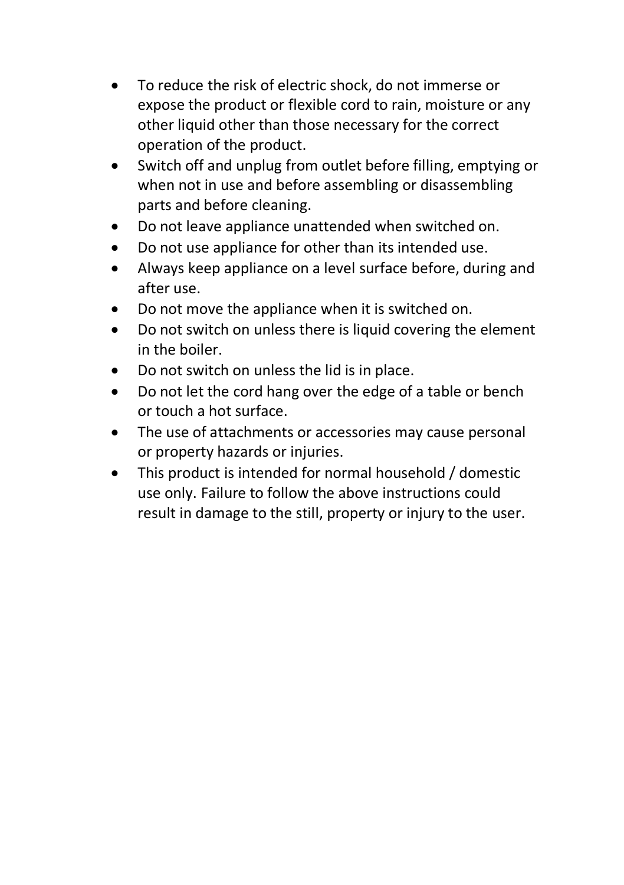- To reduce the risk of electric shock, do not immerse or expose the product or flexible cord to rain, moisture or any other liquid other than those necessary for the correct operation of the product.
- Switch off and unplug from outlet before filling, emptying or when not in use and before assembling or disassembling parts and before cleaning.
- Do not leave appliance unattended when switched on.
- Do not use appliance for other than its intended use.
- Always keep appliance on a level surface before, during and after use.
- Do not move the appliance when it is switched on.
- Do not switch on unless there is liquid covering the element in the boiler.
- Do not switch on unless the lid is in place.
- Do not let the cord hang over the edge of a table or bench or touch a hot surface.
- The use of attachments or accessories may cause personal or property hazards or injuries.
- This product is intended for normal household / domestic use only. Failure to follow the above instructions could result in damage to the still, property or injury to the user.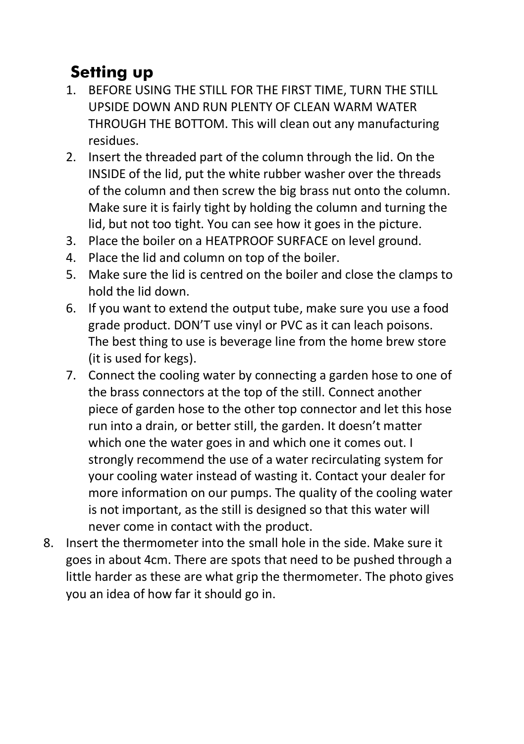## Setting up

1. BEFORE USING THE STILL FOR THE FIRST TIME, TURN THE STILL UPSIDE DOWN AND RUN PLENTY OF CLEAN WARM WATER THROUGH THE BOTTOM. This will clean out any manufacturing residues.
2. Insert the threaded part of the column through the lid. On the INSIDE of the lid, put the white rubber washer over the threads of the column and then screw the big brass nut onto the column. Make sure it is fairly tight by holding the column and turning the lid, but not too tight. You can see how it goes in the picture.
3. Place the boiler on a HEATPROOF SURFACE on level ground.
4. Place the lid and column on top of the boiler.
5. Make sure the lid is centred on the boiler and close the clamps to hold the lid down.
6. If you want to extend the output tube, make sure you use a food grade product. DON'T use vinyl or PVC as it can leach poisons. The best thing to use is beverage line from the home brew store (it is used for kegs).
7. Connect the cooling water by connecting a garden hose to one of the brass connectors at the top of the still. Connect another piece of garden hose to the other top connector and let this hose run into a drain, or better still, the garden. It doesn't matter which one the water goes in and which one it comes out. I strongly recommend the use of a water recirculating system for your cooling water instead of wasting it. Contact your dealer for more information on our pumps. The quality of the cooling water is not important, as the still is designed so that this water will never come in contact with the product.
8. Insert the thermometer into the small hole in the side. Make sure it goes in about 4cm. There are spots that need to be pushed through a little harder as these are what grip the thermometer. The photo gives you an idea of how far it should go in.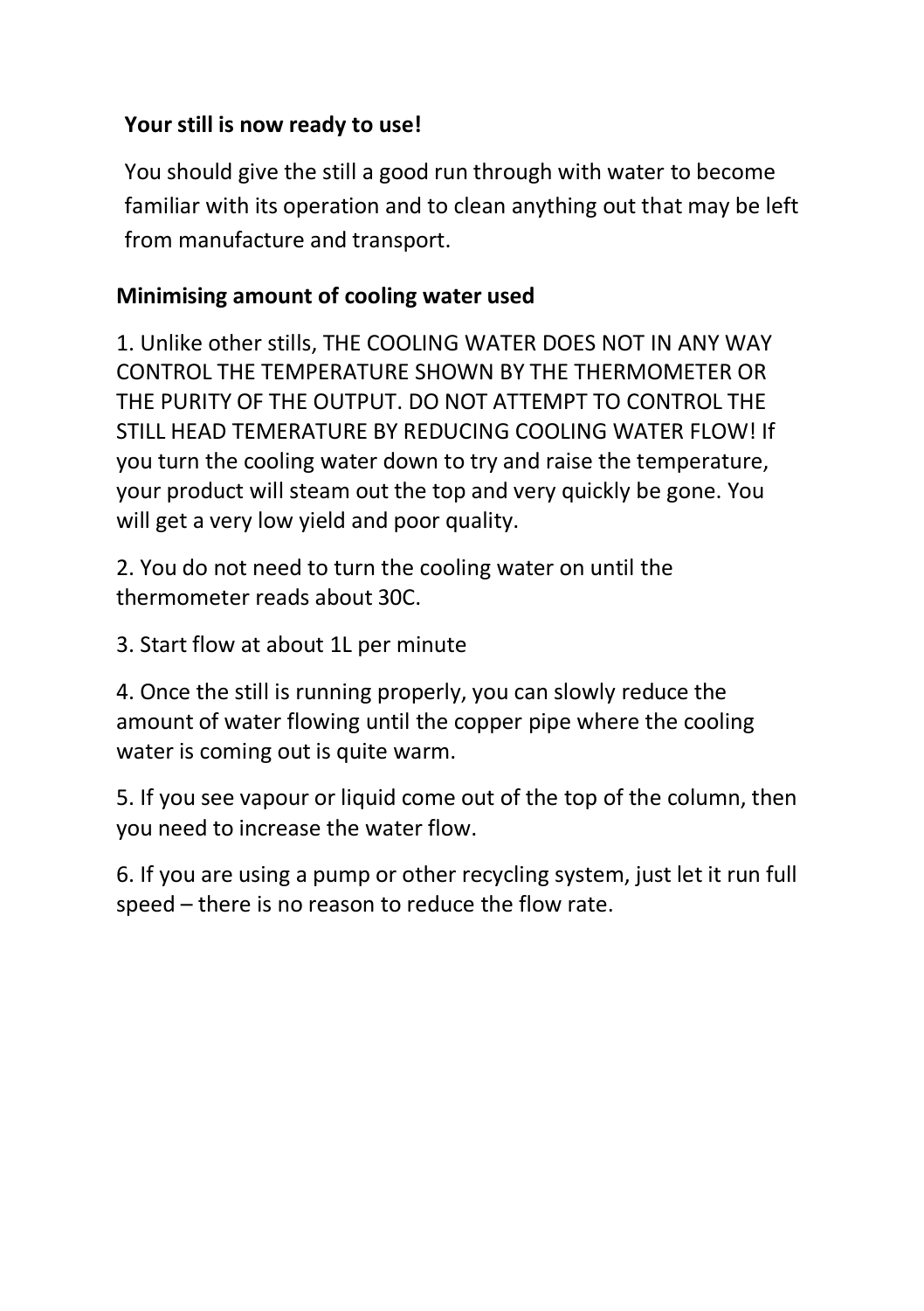**Your still is now ready to use!**

You should give the still a good run through with water to become familiar with its operation and to clean anything out that may be left from manufacture and transport.

**Minimising amount of cooling water used**

1. Unlike other stills, THE COOLING WATER DOES NOT IN ANY WAY CONTROL THE TEMPERATURE SHOWN BY THE THERMOMETER OR THE PURITY OF THE OUTPUT. DO NOT ATTEMPT TO CONTROL THE STILL HEAD TEMERATURE BY REDUCING COOLING WATER FLOW! If you turn the cooling water down to try and raise the temperature, your product will steam out the top and very quickly be gone. You will get a very low yield and poor quality.

2. You do not need to turn the cooling water on until the thermometer reads about 30C.

3. Start flow at about 1L per minute

4. Once the still is running properly, you can slowly reduce the amount of water flowing until the copper pipe where the cooling water is coming out is quite warm.

5. If you see vapour or liquid come out of the top of the column, then you need to increase the water flow.

6. If you are using a pump or other recycling system, just let it run full speed – there is no reason to reduce the flow rate.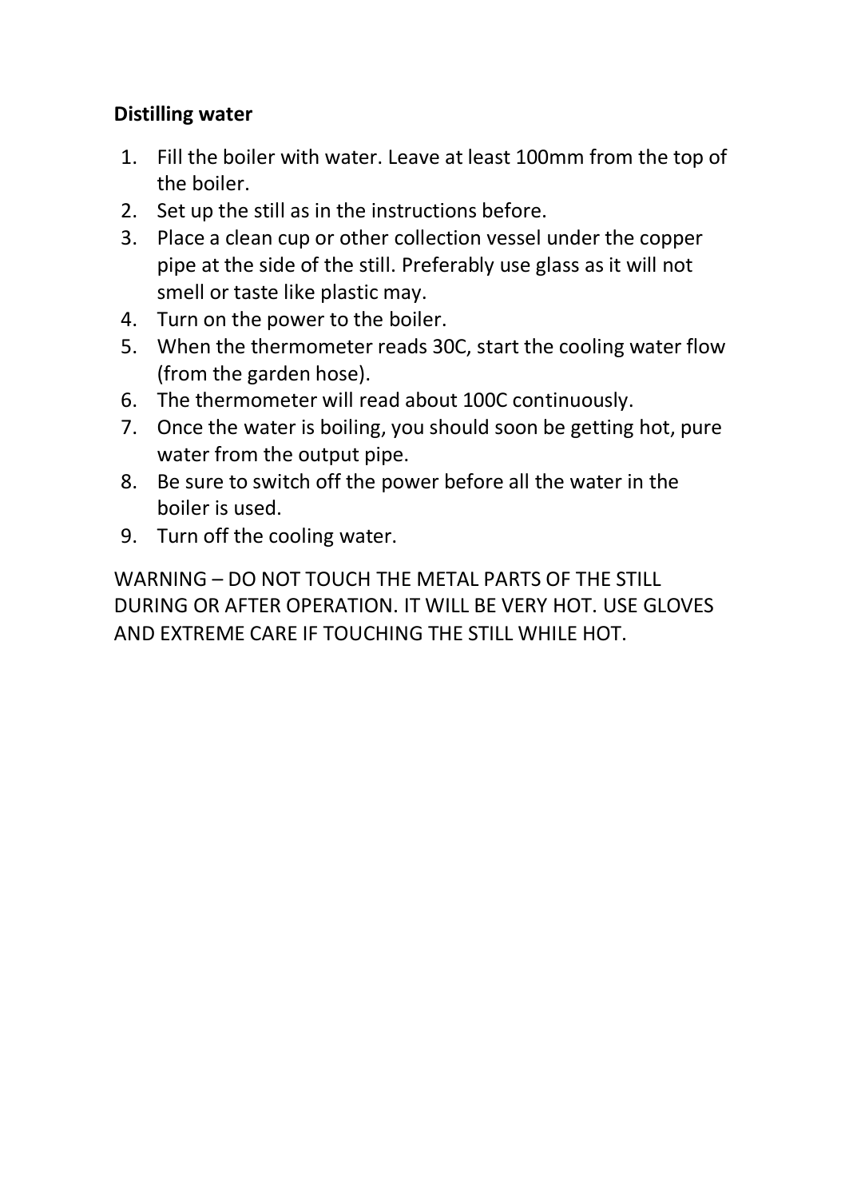**Distilling water**

1. Fill the boiler with water. Leave at least 100mm from the top of the boiler.
2. Set up the still as in the instructions before.
3. Place a clean cup or other collection vessel under the copper pipe at the side of the still. Preferably use glass as it will not smell or taste like plastic may.
4. Turn on the power to the boiler.
5. When the thermometer reads 30C, start the cooling water flow (from the garden hose).
6. The thermometer will read about 100C continuously.
7. Once the water is boiling, you should soon be getting hot, pure water from the output pipe.
8. Be sure to switch off the power before all the water in the boiler is used.
9. Turn off the cooling water.

WARNING – DO NOT TOUCH THE METAL PARTS OF THE STILL DURING OR AFTER OPERATION. IT WILL BE VERY HOT. USE GLOVES AND EXTREME CARE IF TOUCHING THE STILL WHILE HOT.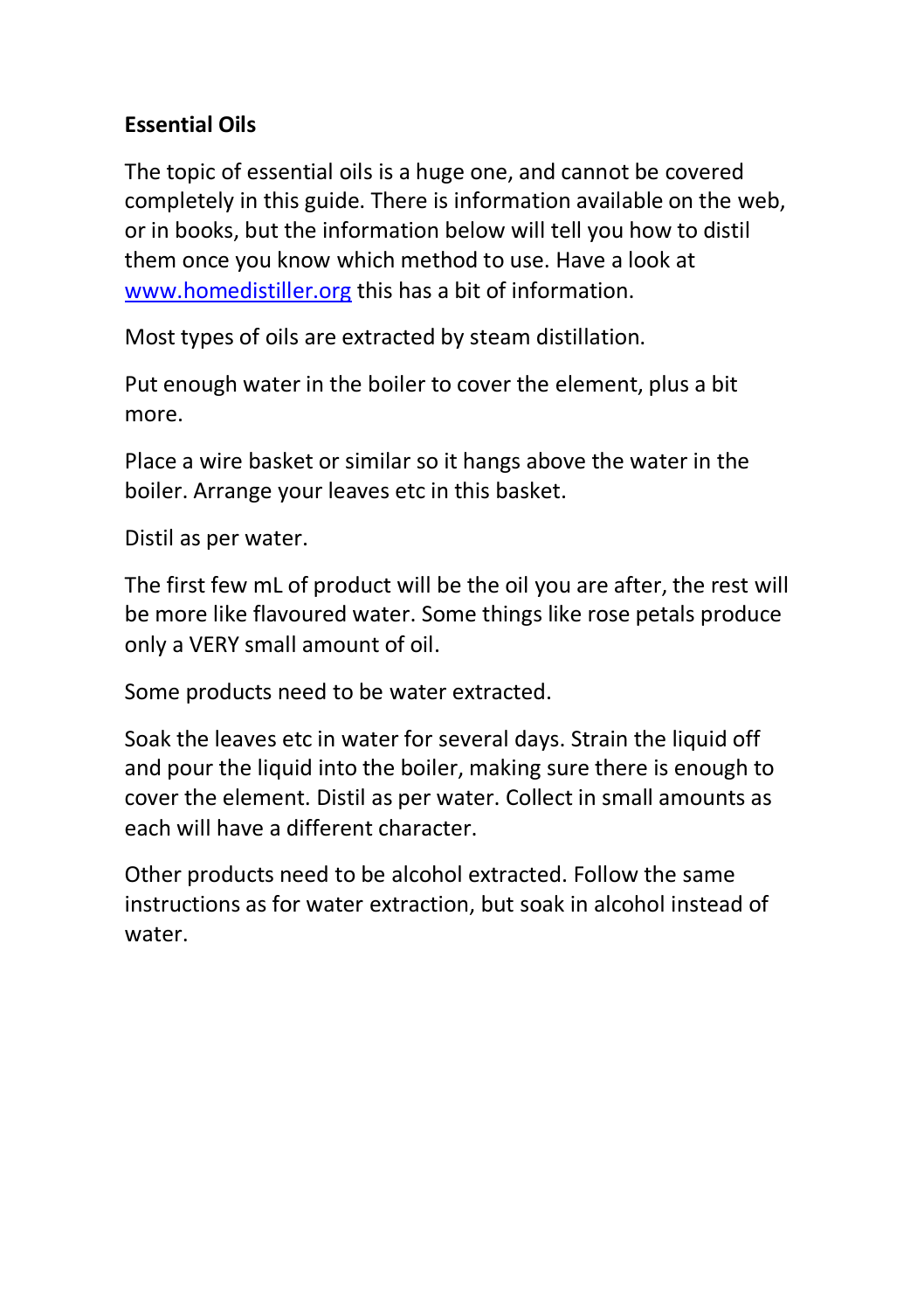**Essential Oils**

The topic of essential oils is a huge one, and cannot be covered completely in this guide. There is information available on the web, or in books, but the information below will tell you how to distil them once you know which method to use. Have a look at [www.homedistiller.org](http://www.homedistiller.org) this has a bit of information.

Most types of oils are extracted by steam distillation.

Put enough water in the boiler to cover the element, plus a bit more.

Place a wire basket or similar so it hangs above the water in the boiler. Arrange your leaves etc in this basket.

Distil as per water.

The first few mL of product will be the oil you are after, the rest will be more like flavoured water. Some things like rose petals produce only a VERY small amount of oil.

Some products need to be water extracted.

Soak the leaves etc in water for several days. Strain the liquid off and pour the liquid into the boiler, making sure there is enough to cover the element. Distil as per water. Collect in small amounts as each will have a different character.

Other products need to be alcohol extracted. Follow the same instructions as for water extraction, but soak in alcohol instead of water.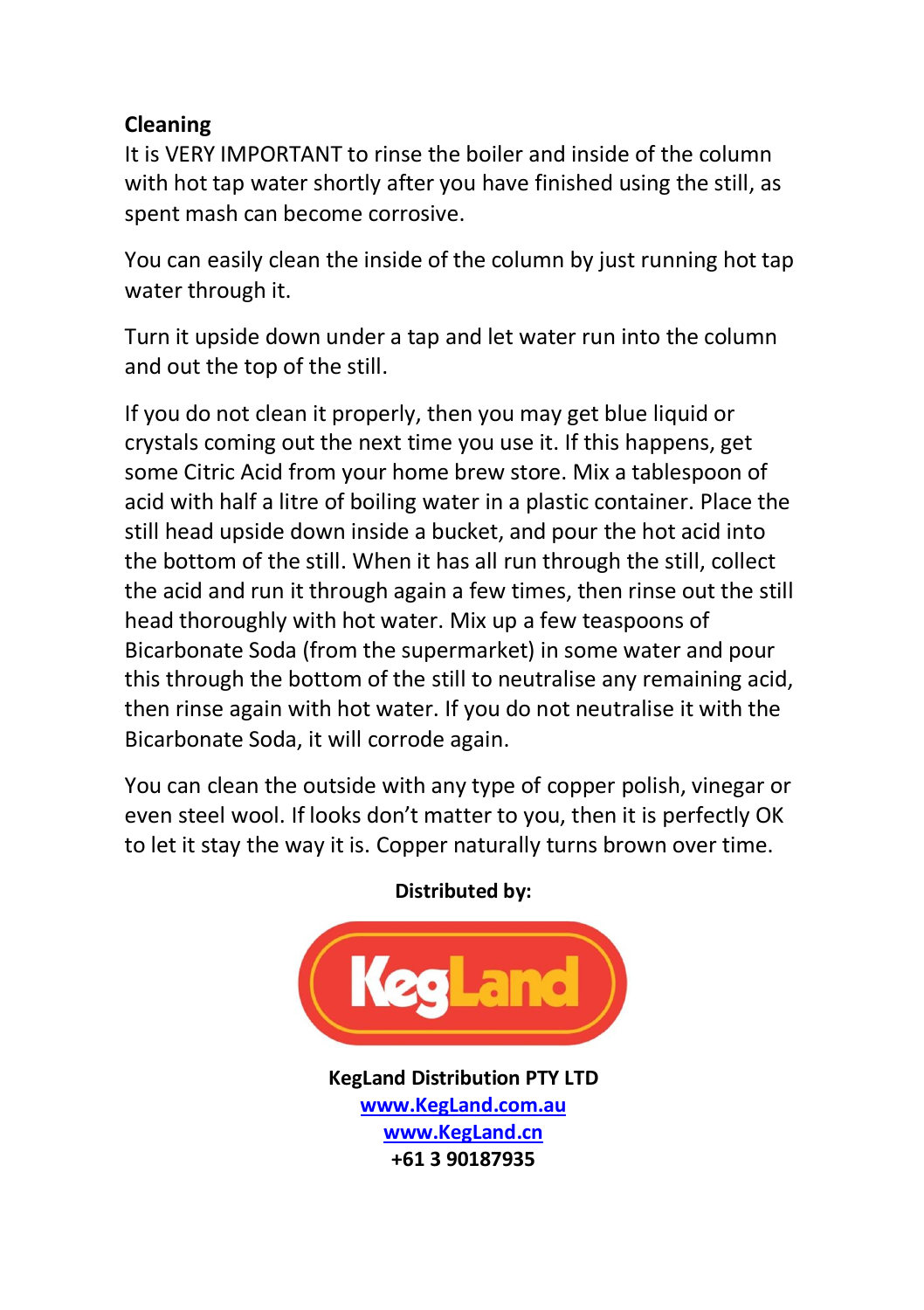## Cleaning

It is VERY IMPORTANT to rinse the boiler and inside of the column with hot tap water shortly after you have finished using the still, as spent mash can become corrosive.

You can easily clean the inside of the column by just running hot tap water through it.

Turn it upside down under a tap and let water run into the column and out the top of the still.

If you do not clean it properly, then you may get blue liquid or crystals coming out the next time you use it. If this happens, get some Citric Acid from your home brew store. Mix a tablespoon of acid with half a litre of boiling water in a plastic container. Place the still head upside down inside a bucket, and pour the hot acid into the bottom of the still. When it has all run through the still, collect the acid and run it through again a few times, then rinse out the still head thoroughly with hot water. Mix up a few teaspoons of Bicarbonate Soda (from the supermarket) in some water and pour this through the bottom of the still to neutralise any remaining acid, then rinse again with hot water. If you do not neutralise it with the Bicarbonate Soda, it will corrode again.

You can clean the outside with any type of copper polish, vinegar or even steel wool. If looks don't matter to you, then it is perfectly OK to let it stay the way it is. Copper naturally turns brown over time.

**Distributed by:**

KegLand

**KegLand Distribution PTY LTD**
**www.KegLand.com.au**
**www.KegLand.cn**
**+61 3 90187935**